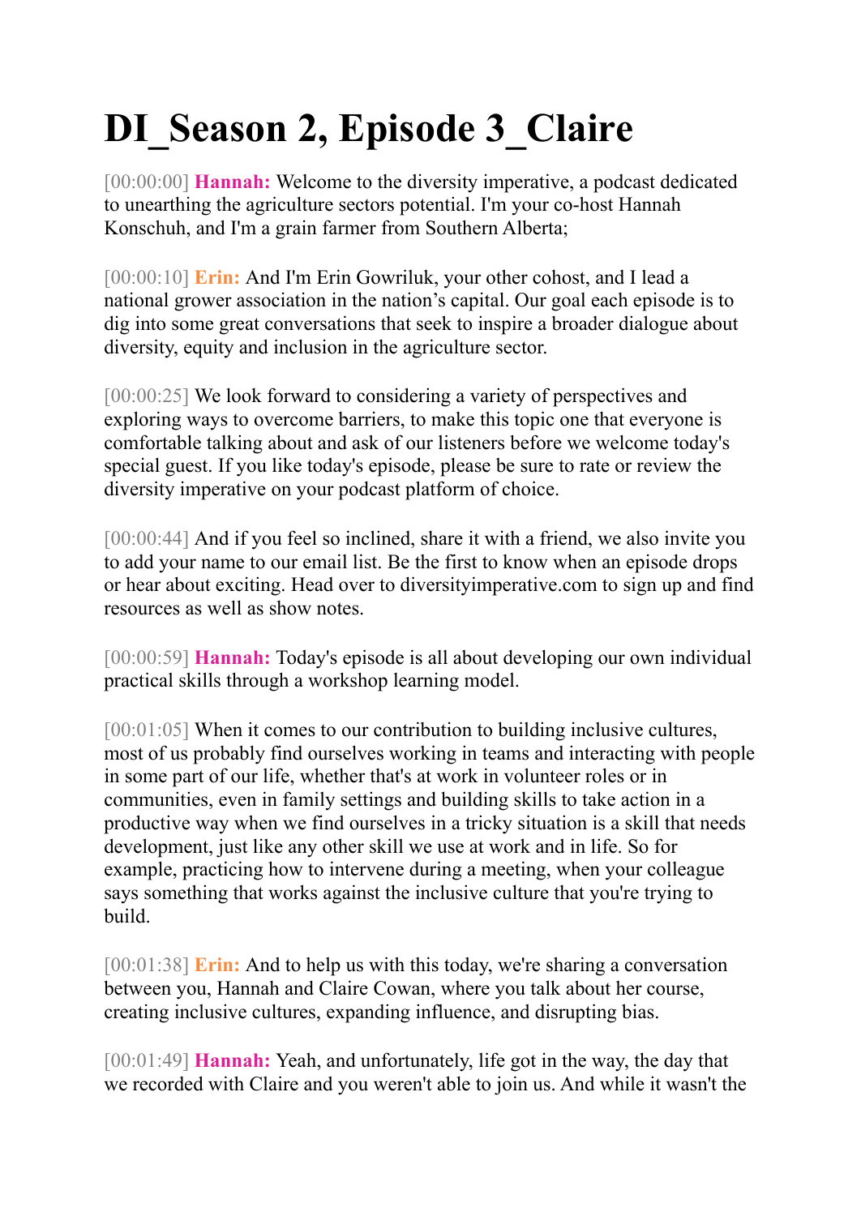# DI_Season 2, Episode 3_Claire

[00:00:00] **Hannah:** Welcome to the diversity imperative, a podcast dedicated to unearthing the agriculture sectors potential. I'm your co-host Hannah Konschuh, and I'm a grain farmer from Southern Alberta;

[00:00:10] **Erin:** And I'm Erin Gowriluk, your other cohost, and I lead a national grower association in the nation's capital. Our goal each episode is to dig into some great conversations that seek to inspire a broader dialogue about diversity, equity and inclusion in the agriculture sector.

[00:00:25] We look forward to considering a variety of perspectives and exploring ways to overcome barriers, to make this topic one that everyone is comfortable talking about and ask of our listeners before we welcome today's special guest. If you like today's episode, please be sure to rate or review the diversity imperative on your podcast platform of choice.

[00:00:44] And if you feel so inclined, share it with a friend, we also invite you to add your name to our email list. Be the first to know when an episode drops or hear about exciting. Head over to diversityimperative.com to sign up and find resources as well as show notes.

[00:00:59] **Hannah:** Today's episode is all about developing our own individual practical skills through a workshop learning model.

[00:01:05] When it comes to our contribution to building inclusive cultures, most of us probably find ourselves working in teams and interacting with people in some part of our life, whether that's at work in volunteer roles or in communities, even in family settings and building skills to take action in a productive way when we find ourselves in a tricky situation is a skill that needs development, just like any other skill we use at work and in life. So for example, practicing how to intervene during a meeting, when your colleague says something that works against the inclusive culture that you're trying to build.

[00:01:38] **Erin:** And to help us with this today, we're sharing a conversation between you, Hannah and Claire Cowan, where you talk about her course, creating inclusive cultures, expanding influence, and disrupting bias.

[00:01:49] **Hannah:** Yeah, and unfortunately, life got in the way, the day that we recorded with Claire and you weren't able to join us. And while it wasn't the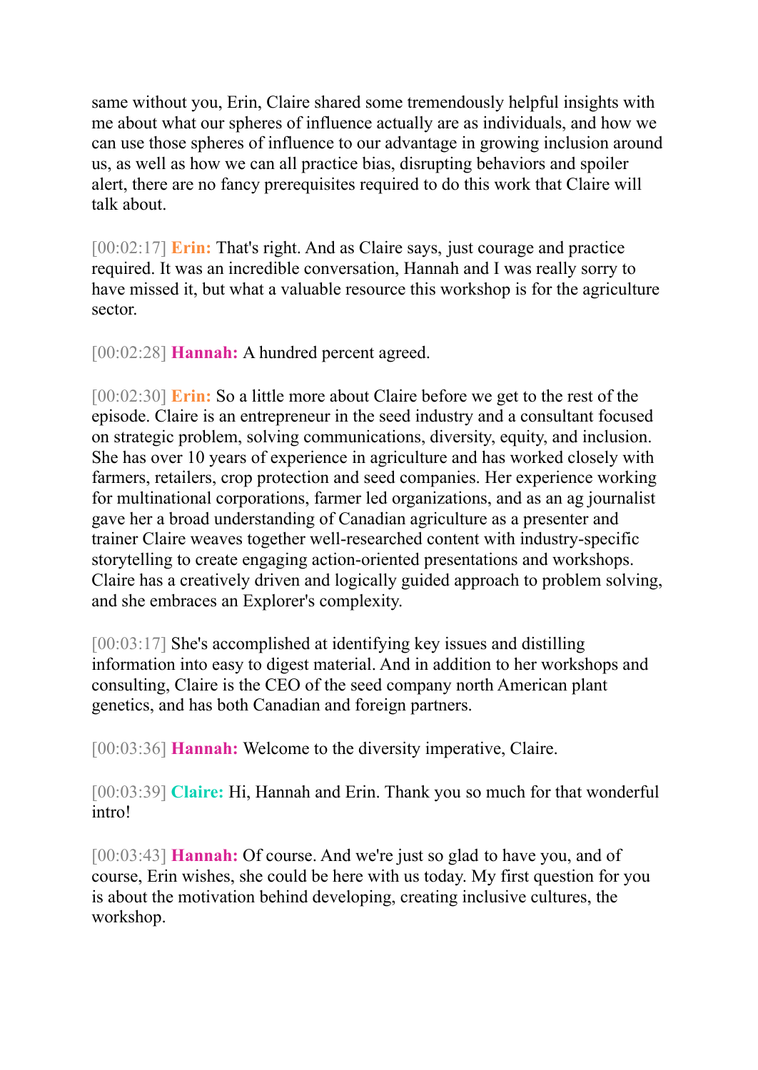same without you, Erin, Claire shared some tremendously helpful insights with me about what our spheres of influence actually are as individuals, and how we can use those spheres of influence to our advantage in growing inclusion around us, as well as how we can all practice bias, disrupting behaviors and spoiler alert, there are no fancy prerequisites required to do this work that Claire will talk about.

[00:02:17] **Erin:** That's right. And as Claire says, just courage and practice required. It was an incredible conversation, Hannah and I was really sorry to have missed it, but what a valuable resource this workshop is for the agriculture sector.

[00:02:28] **Hannah:** A hundred percent agreed.

[00:02:30] **Erin:** So a little more about Claire before we get to the rest of the episode. Claire is an entrepreneur in the seed industry and a consultant focused on strategic problem, solving communications, diversity, equity, and inclusion. She has over 10 years of experience in agriculture and has worked closely with farmers, retailers, crop protection and seed companies. Her experience working for multinational corporations, farmer led organizations, and as an ag journalist gave her a broad understanding of Canadian agriculture as a presenter and trainer Claire weaves together well-researched content with industry-specific storytelling to create engaging action-oriented presentations and workshops. Claire has a creatively driven and logically guided approach to problem solving, and she embraces an Explorer's complexity.

[00:03:17] She's accomplished at identifying key issues and distilling information into easy to digest material. And in addition to her workshops and consulting, Claire is the CEO of the seed company north American plant genetics, and has both Canadian and foreign partners.

[00:03:36] **Hannah:** Welcome to the diversity imperative, Claire.

[00:03:39] **Claire:** Hi, Hannah and Erin. Thank you so much for that wonderful intro!

[00:03:43] **Hannah:** Of course. And we're just so glad to have you, and of course, Erin wishes, she could be here with us today. My first question for you is about the motivation behind developing, creating inclusive cultures, the workshop.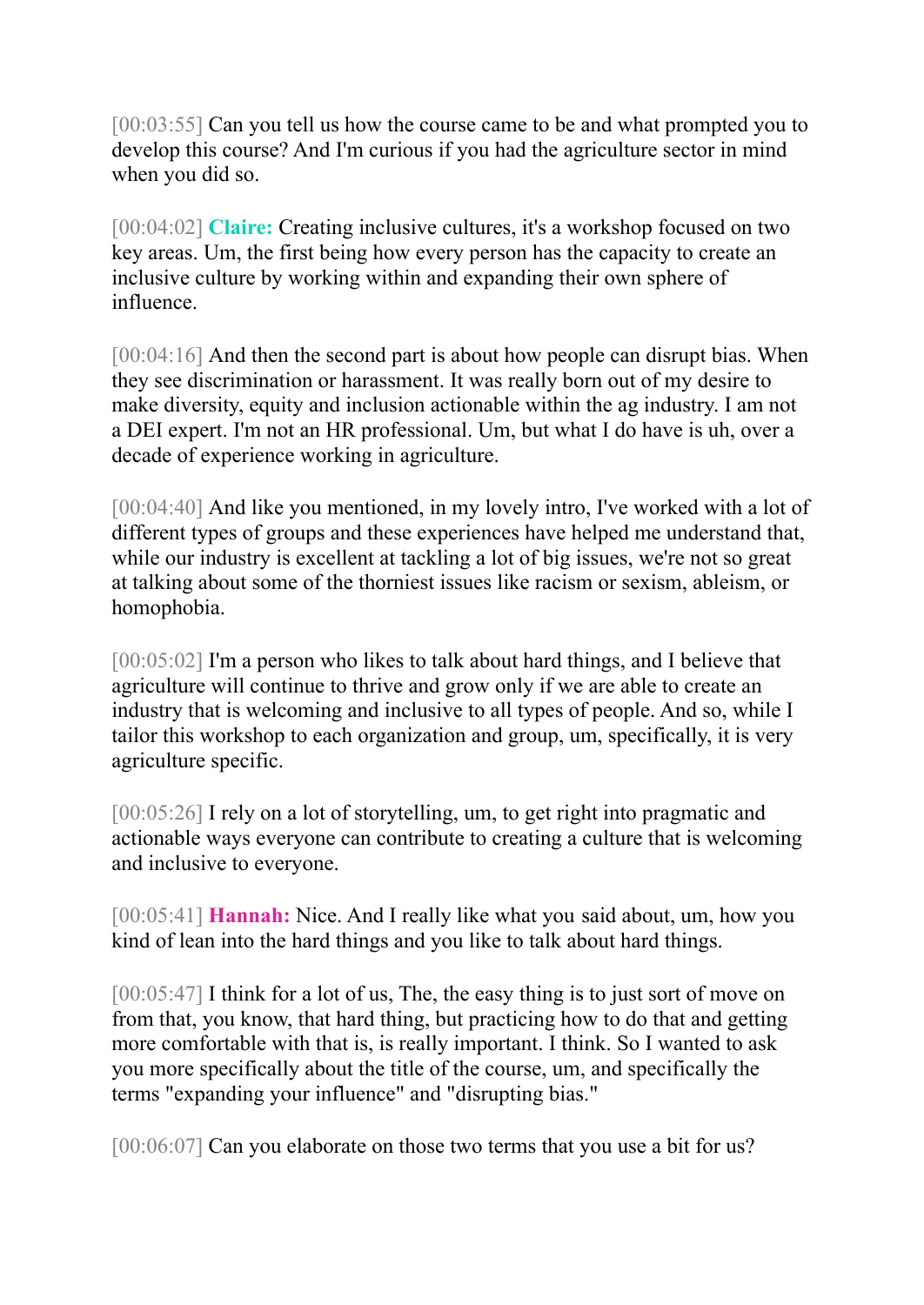[00:03:55] Can you tell us how the course came to be and what prompted you to develop this course? And I'm curious if you had the agriculture sector in mind when you did so.

[00:04:02] **Claire:** Creating inclusive cultures, it's a workshop focused on two key areas. Um, the first being how every person has the capacity to create an inclusive culture by working within and expanding their own sphere of influence.

[00:04:16] And then the second part is about how people can disrupt bias. When they see discrimination or harassment. It was really born out of my desire to make diversity, equity and inclusion actionable within the ag industry. I am not a DEI expert. I'm not an HR professional. Um, but what I do have is uh, over a decade of experience working in agriculture.

[00:04:40] And like you mentioned, in my lovely intro, I've worked with a lot of different types of groups and these experiences have helped me understand that, while our industry is excellent at tackling a lot of big issues, we're not so great at talking about some of the thorniest issues like racism or sexism, ableism, or homophobia.

[00:05:02] I'm a person who likes to talk about hard things, and I believe that agriculture will continue to thrive and grow only if we are able to create an industry that is welcoming and inclusive to all types of people. And so, while I tailor this workshop to each organization and group, um, specifically, it is very agriculture specific.

[00:05:26] I rely on a lot of storytelling, um, to get right into pragmatic and actionable ways everyone can contribute to creating a culture that is welcoming and inclusive to everyone.

[00:05:41] **Hannah:** Nice. And I really like what you said about, um, how you kind of lean into the hard things and you like to talk about hard things.

[00:05:47] I think for a lot of us, The, the easy thing is to just sort of move on from that, you know, that hard thing, but practicing how to do that and getting more comfortable with that is, is really important. I think. So I wanted to ask you more specifically about the title of the course, um, and specifically the terms "expanding your influence" and "disrupting bias."

[00:06:07] Can you elaborate on those two terms that you use a bit for us?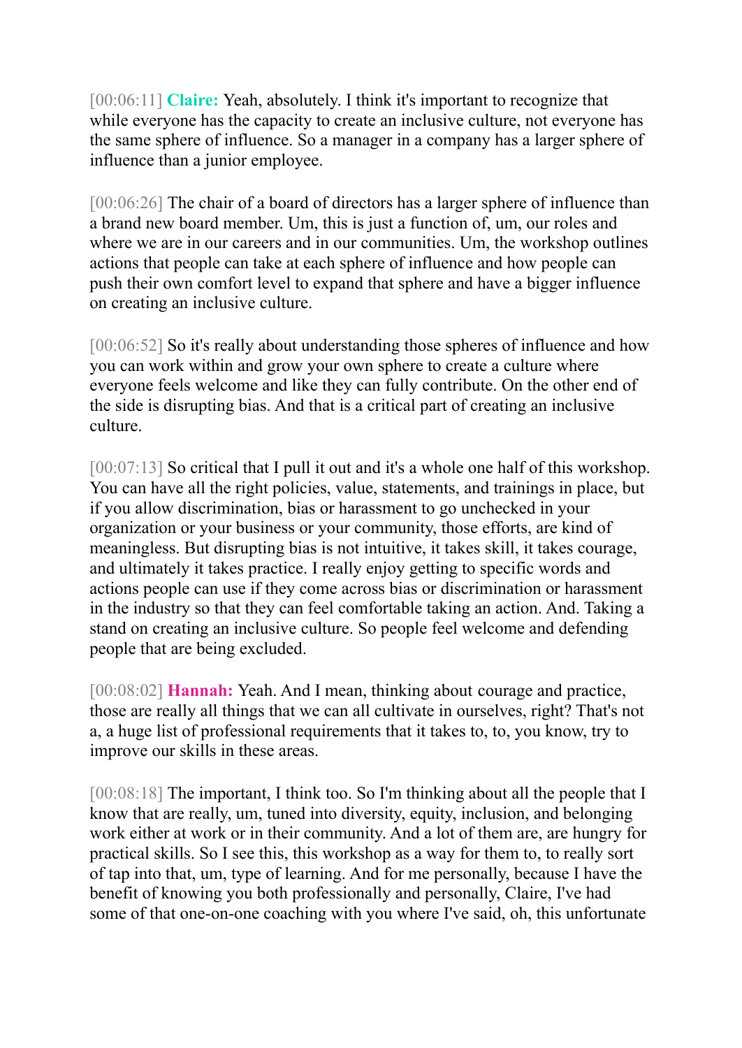[00:06:11] **Claire:** Yeah, absolutely. I think it's important to recognize that while everyone has the capacity to create an inclusive culture, not everyone has the same sphere of influence. So a manager in a company has a larger sphere of influence than a junior employee.

[00:06:26] The chair of a board of directors has a larger sphere of influence than a brand new board member. Um, this is just a function of, um, our roles and where we are in our careers and in our communities. Um, the workshop outlines actions that people can take at each sphere of influence and how people can push their own comfort level to expand that sphere and have a bigger influence on creating an inclusive culture.

[00:06:52] So it's really about understanding those spheres of influence and how you can work within and grow your own sphere to create a culture where everyone feels welcome and like they can fully contribute. On the other end of the side is disrupting bias. And that is a critical part of creating an inclusive culture.

[00:07:13] So critical that I pull it out and it's a whole one half of this workshop. You can have all the right policies, value, statements, and trainings in place, but if you allow discrimination, bias or harassment to go unchecked in your organization or your business or your community, those efforts, are kind of meaningless. But disrupting bias is not intuitive, it takes skill, it takes courage, and ultimately it takes practice. I really enjoy getting to specific words and actions people can use if they come across bias or discrimination or harassment in the industry so that they can feel comfortable taking an action. And. Taking a stand on creating an inclusive culture. So people feel welcome and defending people that are being excluded.

[00:08:02] **Hannah:** Yeah. And I mean, thinking about courage and practice, those are really all things that we can all cultivate in ourselves, right? That's not a, a huge list of professional requirements that it takes to, to, you know, try to improve our skills in these areas.

[00:08:18] The important, I think too. So I'm thinking about all the people that I know that are really, um, tuned into diversity, equity, inclusion, and belonging work either at work or in their community. And a lot of them are, are hungry for practical skills. So I see this, this workshop as a way for them to, to really sort of tap into that, um, type of learning. And for me personally, because I have the benefit of knowing you both professionally and personally, Claire, I've had some of that one-on-one coaching with you where I've said, oh, this unfortunate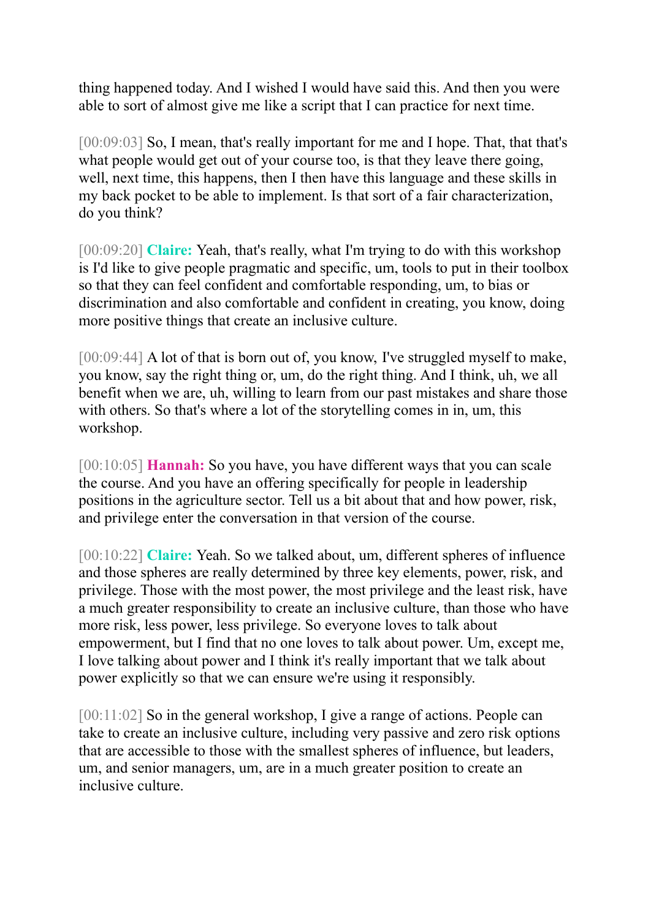thing happened today. And I wished I would have said this. And then you were able to sort of almost give me like a script that I can practice for next time.

[00:09:03] So, I mean, that's really important for me and I hope. That, that that's what people would get out of your course too, is that they leave there going, well, next time, this happens, then I then have this language and these skills in my back pocket to be able to implement. Is that sort of a fair characterization, do you think?

[00:09:20] **Claire:** Yeah, that's really, what I'm trying to do with this workshop is I'd like to give people pragmatic and specific, um, tools to put in their toolbox so that they can feel confident and comfortable responding, um, to bias or discrimination and also comfortable and confident in creating, you know, doing more positive things that create an inclusive culture.

[00:09:44] A lot of that is born out of, you know, I've struggled myself to make, you know, say the right thing or, um, do the right thing. And I think, uh, we all benefit when we are, uh, willing to learn from our past mistakes and share those with others. So that's where a lot of the storytelling comes in in, um, this workshop.

[00:10:05] **Hannah:** So you have, you have different ways that you can scale the course. And you have an offering specifically for people in leadership positions in the agriculture sector. Tell us a bit about that and how power, risk, and privilege enter the conversation in that version of the course.

[00:10:22] **Claire:** Yeah. So we talked about, um, different spheres of influence and those spheres are really determined by three key elements, power, risk, and privilege. Those with the most power, the most privilege and the least risk, have a much greater responsibility to create an inclusive culture, than those who have more risk, less power, less privilege. So everyone loves to talk about empowerment, but I find that no one loves to talk about power. Um, except me, I love talking about power and I think it's really important that we talk about power explicitly so that we can ensure we're using it responsibly.

[00:11:02] So in the general workshop, I give a range of actions. People can take to create an inclusive culture, including very passive and zero risk options that are accessible to those with the smallest spheres of influence, but leaders, um, and senior managers, um, are in a much greater position to create an inclusive culture.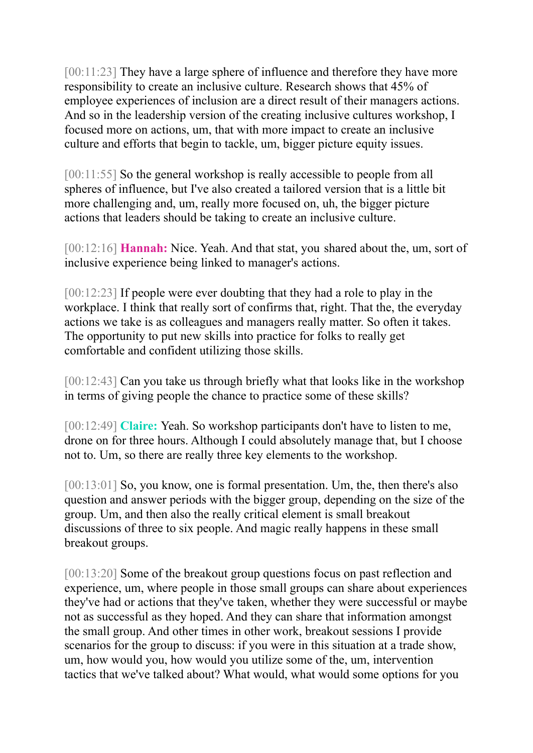[00:11:23] They have a large sphere of influence and therefore they have more responsibility to create an inclusive culture. Research shows that 45% of employee experiences of inclusion are a direct result of their managers actions. And so in the leadership version of the creating inclusive cultures workshop, I focused more on actions, um, that with more impact to create an inclusive culture and efforts that begin to tackle, um, bigger picture equity issues.

[00:11:55] So the general workshop is really accessible to people from all spheres of influence, but I've also created a tailored version that is a little bit more challenging and, um, really more focused on, uh, the bigger picture actions that leaders should be taking to create an inclusive culture.

[00:12:16] **Hannah:** Nice. Yeah. And that stat, you shared about the, um, sort of inclusive experience being linked to manager's actions.

[00:12:23] If people were ever doubting that they had a role to play in the workplace. I think that really sort of confirms that, right. That the, the everyday actions we take is as colleagues and managers really matter. So often it takes. The opportunity to put new skills into practice for folks to really get comfortable and confident utilizing those skills.

[00:12:43] Can you take us through briefly what that looks like in the workshop in terms of giving people the chance to practice some of these skills?

[00:12:49] **Claire:** Yeah. So workshop participants don't have to listen to me, drone on for three hours. Although I could absolutely manage that, but I choose not to. Um, so there are really three key elements to the workshop.

[00:13:01] So, you know, one is formal presentation. Um, the, then there's also question and answer periods with the bigger group, depending on the size of the group. Um, and then also the really critical element is small breakout discussions of three to six people. And magic really happens in these small breakout groups.

[00:13:20] Some of the breakout group questions focus on past reflection and experience, um, where people in those small groups can share about experiences they've had or actions that they've taken, whether they were successful or maybe not as successful as they hoped. And they can share that information amongst the small group. And other times in other work, breakout sessions I provide scenarios for the group to discuss: if you were in this situation at a trade show, um, how would you, how would you utilize some of the, um, intervention tactics that we've talked about? What would, what would some options for you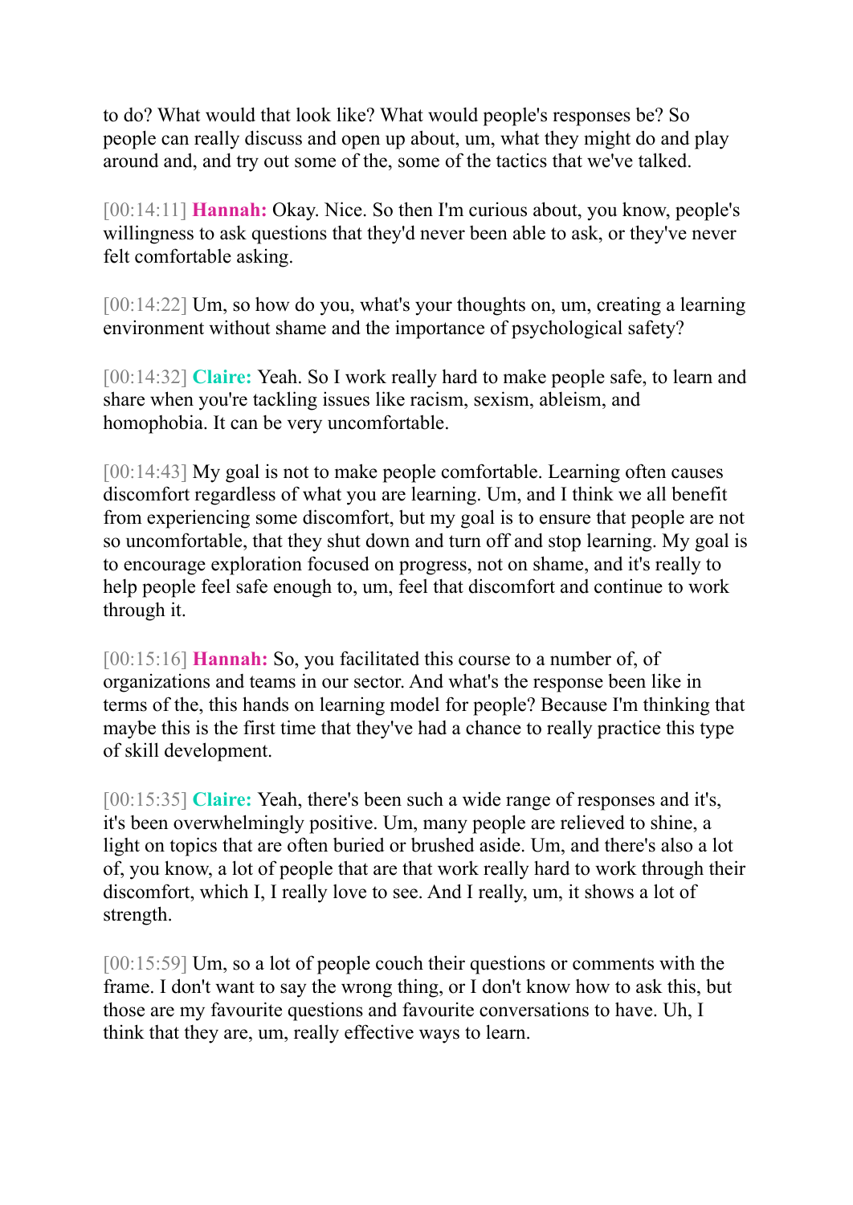to do? What would that look like? What would people's responses be? So people can really discuss and open up about, um, what they might do and play around and, and try out some of the, some of the tactics that we've talked.

[00:14:11] **Hannah:** Okay. Nice. So then I'm curious about, you know, people's willingness to ask questions that they'd never been able to ask, or they've never felt comfortable asking.

[00:14:22] Um, so how do you, what's your thoughts on, um, creating a learning environment without shame and the importance of psychological safety?

[00:14:32] **Claire:** Yeah. So I work really hard to make people safe, to learn and share when you're tackling issues like racism, sexism, ableism, and homophobia. It can be very uncomfortable.

[00:14:43] My goal is not to make people comfortable. Learning often causes discomfort regardless of what you are learning. Um, and I think we all benefit from experiencing some discomfort, but my goal is to ensure that people are not so uncomfortable, that they shut down and turn off and stop learning. My goal is to encourage exploration focused on progress, not on shame, and it's really to help people feel safe enough to, um, feel that discomfort and continue to work through it.

[00:15:16] **Hannah:** So, you facilitated this course to a number of, of organizations and teams in our sector. And what's the response been like in terms of the, this hands on learning model for people? Because I'm thinking that maybe this is the first time that they've had a chance to really practice this type of skill development.

[00:15:35] **Claire:** Yeah, there's been such a wide range of responses and it's, it's been overwhelmingly positive. Um, many people are relieved to shine, a light on topics that are often buried or brushed aside. Um, and there's also a lot of, you know, a lot of people that are that work really hard to work through their discomfort, which I, I really love to see. And I really, um, it shows a lot of strength.

[00:15:59] Um, so a lot of people couch their questions or comments with the frame. I don't want to say the wrong thing, or I don't know how to ask this, but those are my favourite questions and favourite conversations to have. Uh, I think that they are, um, really effective ways to learn.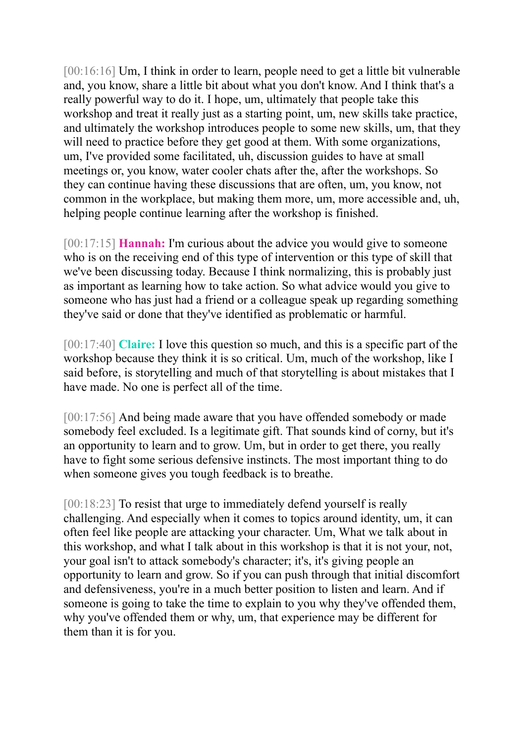[00:16:16] Um, I think in order to learn, people need to get a little bit vulnerable and, you know, share a little bit about what you don't know. And I think that's a really powerful way to do it. I hope, um, ultimately that people take this workshop and treat it really just as a starting point, um, new skills take practice, and ultimately the workshop introduces people to some new skills, um, that they will need to practice before they get good at them. With some organizations, um, I've provided some facilitated, uh, discussion guides to have at small meetings or, you know, water cooler chats after the, after the workshops. So they can continue having these discussions that are often, um, you know, not common in the workplace, but making them more, um, more accessible and, uh, helping people continue learning after the workshop is finished.

[00:17:15] **Hannah:** I'm curious about the advice you would give to someone who is on the receiving end of this type of intervention or this type of skill that we've been discussing today. Because I think normalizing, this is probably just as important as learning how to take action. So what advice would you give to someone who has just had a friend or a colleague speak up regarding something they've said or done that they've identified as problematic or harmful.

[00:17:40] **Claire:** I love this question so much, and this is a specific part of the workshop because they think it is so critical. Um, much of the workshop, like I said before, is storytelling and much of that storytelling is about mistakes that I have made. No one is perfect all of the time.

[00:17:56] And being made aware that you have offended somebody or made somebody feel excluded. Is a legitimate gift. That sounds kind of corny, but it's an opportunity to learn and to grow. Um, but in order to get there, you really have to fight some serious defensive instincts. The most important thing to do when someone gives you tough feedback is to breathe.

[00:18:23] To resist that urge to immediately defend yourself is really challenging. And especially when it comes to topics around identity, um, it can often feel like people are attacking your character. Um, What we talk about in this workshop, and what I talk about in this workshop is that it is not your, not, your goal isn't to attack somebody's character; it's, it's giving people an opportunity to learn and grow. So if you can push through that initial discomfort and defensiveness, you're in a much better position to listen and learn. And if someone is going to take the time to explain to you why they've offended them, why you've offended them or why, um, that experience may be different for them than it is for you.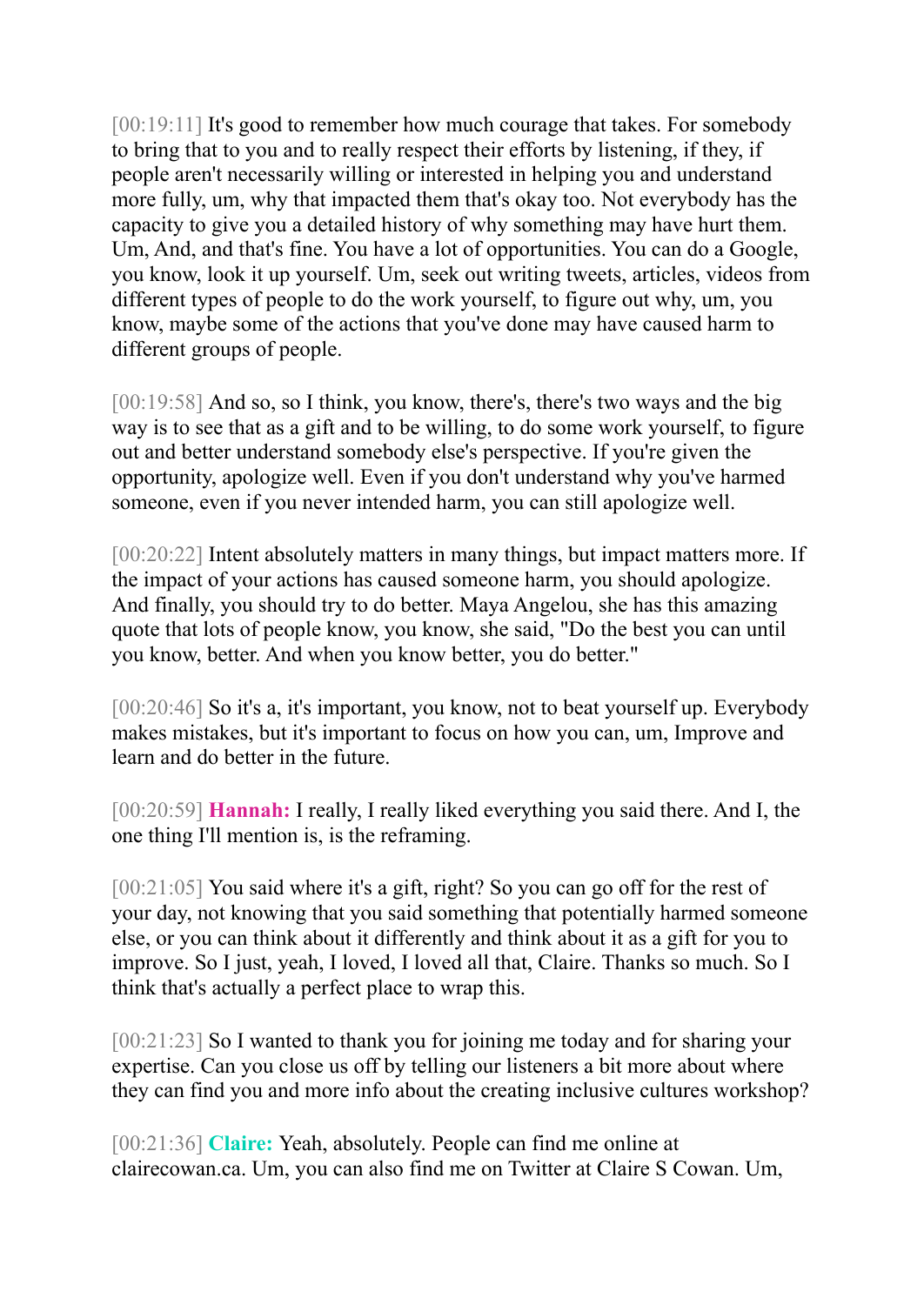[00:19:11] It's good to remember how much courage that takes. For somebody to bring that to you and to really respect their efforts by listening, if they, if people aren't necessarily willing or interested in helping you and understand more fully, um, why that impacted them that's okay too. Not everybody has the capacity to give you a detailed history of why something may have hurt them. Um, And, and that's fine. You have a lot of opportunities. You can do a Google, you know, look it up yourself. Um, seek out writing tweets, articles, videos from different types of people to do the work yourself, to figure out why, um, you know, maybe some of the actions that you've done may have caused harm to different groups of people.

[00:19:58] And so, so I think, you know, there's, there's two ways and the big way is to see that as a gift and to be willing, to do some work yourself, to figure out and better understand somebody else's perspective. If you're given the opportunity, apologize well. Even if you don't understand why you've harmed someone, even if you never intended harm, you can still apologize well.

[00:20:22] Intent absolutely matters in many things, but impact matters more. If the impact of your actions has caused someone harm, you should apologize. And finally, you should try to do better. Maya Angelou, she has this amazing quote that lots of people know, you know, she said, "Do the best you can until you know, better. And when you know better, you do better."

[00:20:46] So it's a, it's important, you know, not to beat yourself up. Everybody makes mistakes, but it's important to focus on how you can, um, Improve and learn and do better in the future.

[00:20:59] **Hannah:** I really, I really liked everything you said there. And I, the one thing I'll mention is, is the reframing.

[00:21:05] You said where it's a gift, right? So you can go off for the rest of your day, not knowing that you said something that potentially harmed someone else, or you can think about it differently and think about it as a gift for you to improve. So I just, yeah, I loved, I loved all that, Claire. Thanks so much. So I think that's actually a perfect place to wrap this.

[00:21:23] So I wanted to thank you for joining me today and for sharing your expertise. Can you close us off by telling our listeners a bit more about where they can find you and more info about the creating inclusive cultures workshop?

[00:21:36] **Claire:** Yeah, absolutely. People can find me online at clairecowan.ca. Um, you can also find me on Twitter at Claire S Cowan. Um,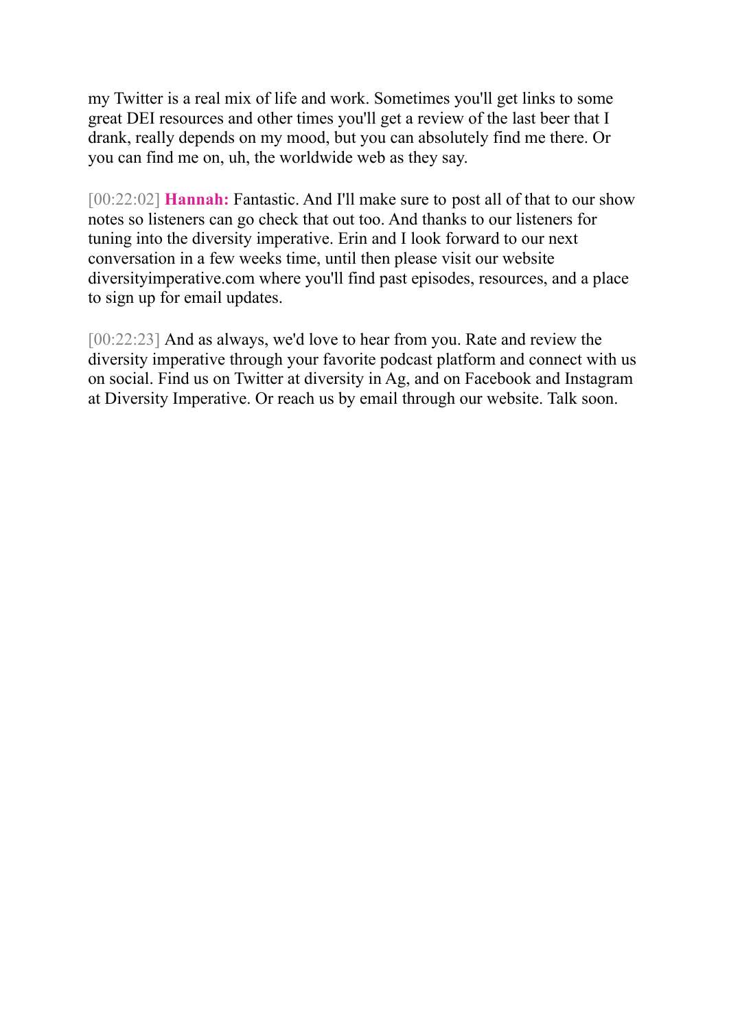my Twitter is a real mix of life and work. Sometimes you'll get links to some great DEI resources and other times you'll get a review of the last beer that I drank, really depends on my mood, but you can absolutely find me there. Or you can find me on, uh, the worldwide web as they say.

[00:22:02] **Hannah:** Fantastic. And I'll make sure to post all of that to our show notes so listeners can go check that out too. And thanks to our listeners for tuning into the diversity imperative. Erin and I look forward to our next conversation in a few weeks time, until then please visit our website diversityimperative.com where you'll find past episodes, resources, and a place to sign up for email updates.

[00:22:23] And as always, we'd love to hear from you. Rate and review the diversity imperative through your favorite podcast platform and connect with us on social. Find us on Twitter at diversity in Ag, and on Facebook and Instagram at Diversity Imperative. Or reach us by email through our website. Talk soon.